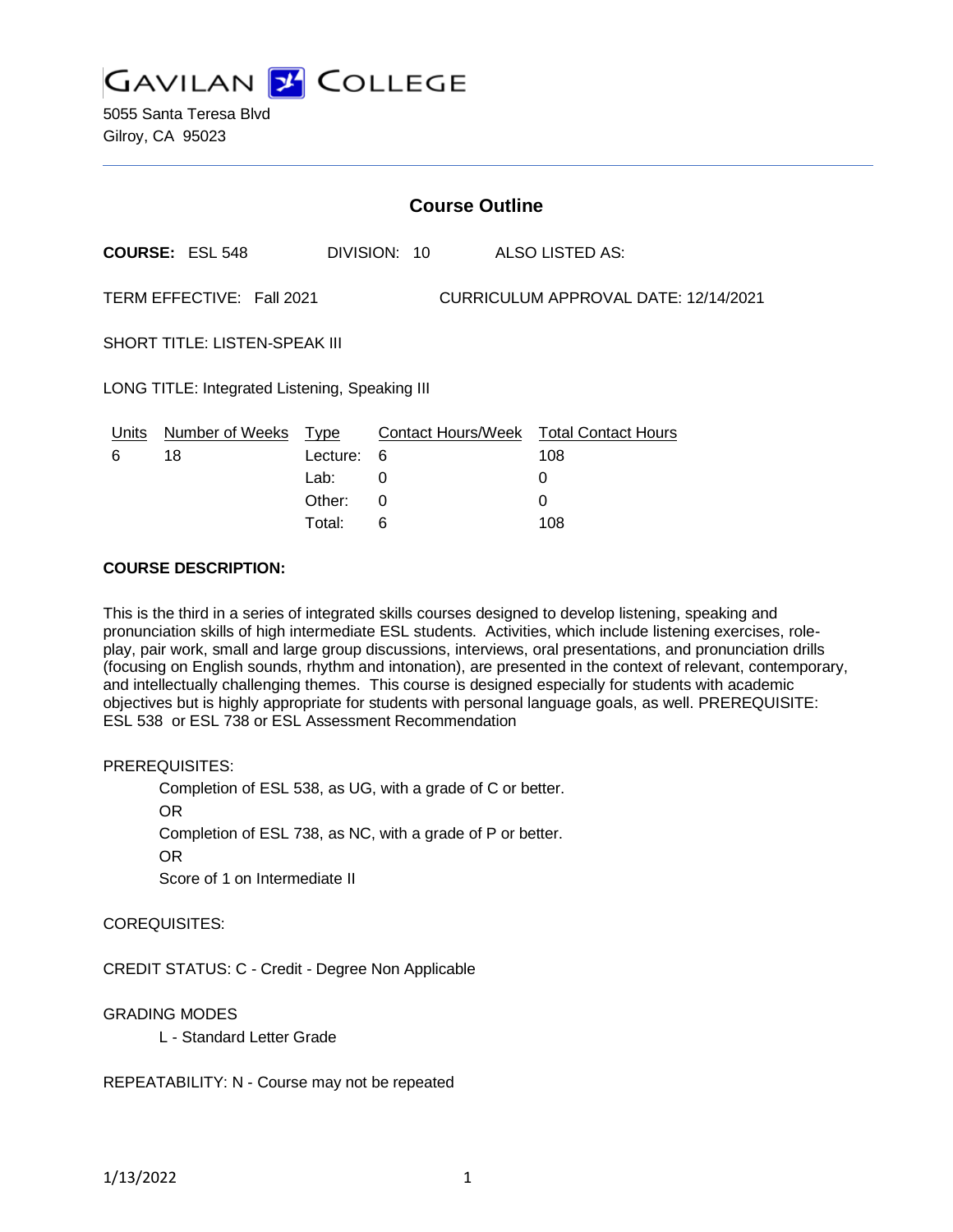# GAVILAN COLLEGE

5055 Santa Teresa Blvd
Gilroy, CA 95023

## Course Outline

**COURSE:** ESL 548 DIVISION: 10 ALSO LISTED AS:

TERM EFFECTIVE: Fall 2021 CURRICULUM APPROVAL DATE: 12/14/2021

SHORT TITLE: LISTEN-SPEAK III

LONG TITLE: Integrated Listening, Speaking III

| Units | Number of Weeks | Type | Contact Hours/Week | Total Contact Hours |
|---|---|---|---|---|
| 6 | 18 | Lecture: | 6 | 108 |
| | | Lab: | 0 | 0 |
| | | Other: | 0 | 0 |
| | | Total: | 6 | 108 |

**COURSE DESCRIPTION:**

This is the third in a series of integrated skills courses designed to develop listening, speaking and pronunciation skills of high intermediate ESL students. Activities, which include listening exercises, role-play, pair work, small and large group discussions, interviews, oral presentations, and pronunciation drills (focusing on English sounds, rhythm and intonation), are presented in the context of relevant, contemporary, and intellectually challenging themes. This course is designed especially for students with academic objectives but is highly appropriate for students with personal language goals, as well. PREREQUISITE: ESL 538 or ESL 738 or ESL Assessment Recommendation

PREREQUISITES:

Completion of ESL 538, as UG, with a grade of C or better.

OR

Completion of ESL 738, as NC, with a grade of P or better.

OR

Score of 1 on Intermediate II

COREQUISITES:

CREDIT STATUS: C - Credit - Degree Non Applicable

GRADING MODES

L - Standard Letter Grade

REPEATABILITY: N - Course may not be repeated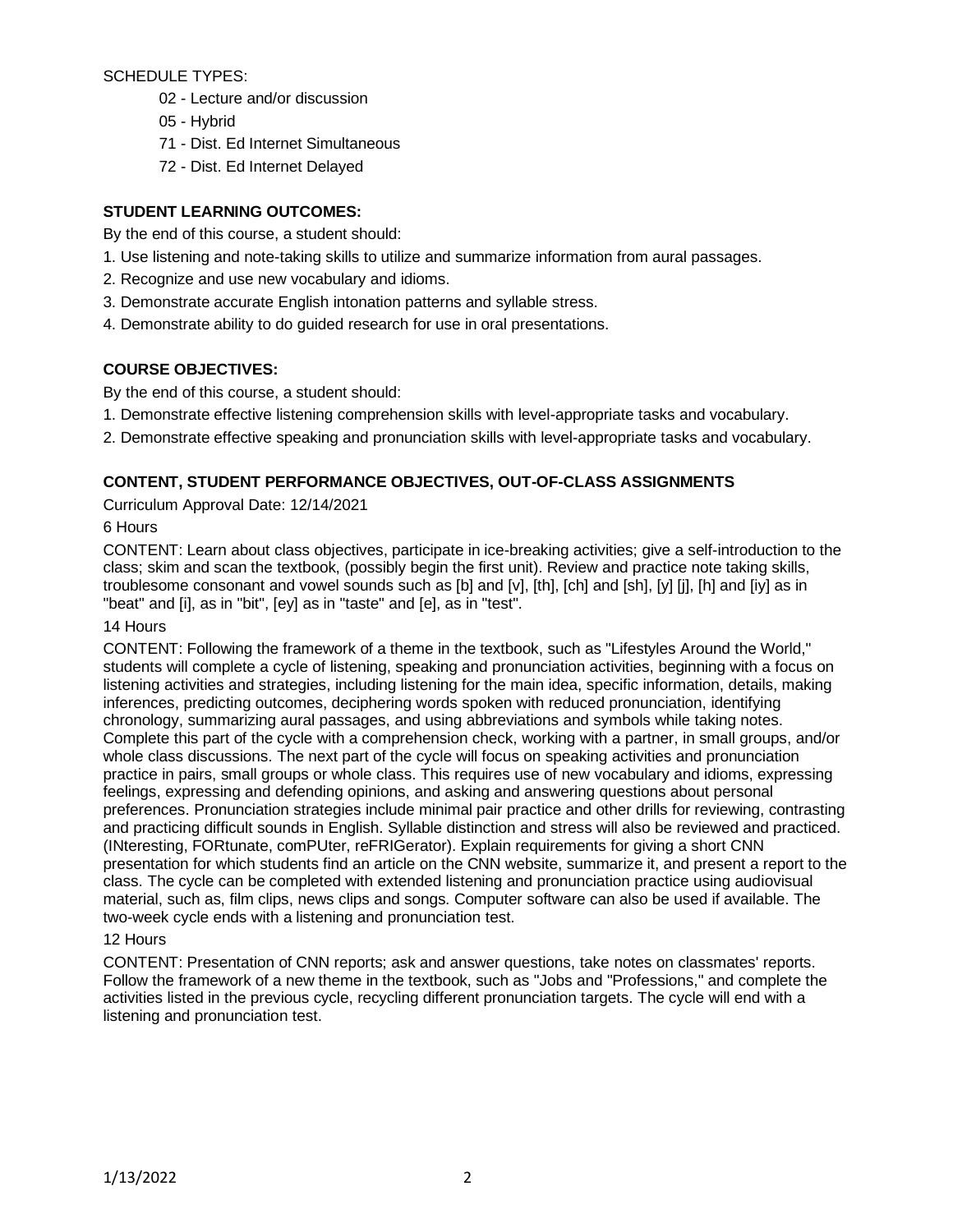SCHEDULE TYPES:

- 02 - Lecture and/or discussion
- 05 - Hybrid
- 71 - Dist. Ed Internet Simultaneous
- 72 - Dist. Ed Internet Delayed

**STUDENT LEARNING OUTCOMES:**

By the end of this course, a student should:

1. Use listening and note-taking skills to utilize and summarize information from aural passages.
2. Recognize and use new vocabulary and idioms.
3. Demonstrate accurate English intonation patterns and syllable stress.
4. Demonstrate ability to do guided research for use in oral presentations.

**COURSE OBJECTIVES:**

By the end of this course, a student should:

1. Demonstrate effective listening comprehension skills with level-appropriate tasks and vocabulary.
2. Demonstrate effective speaking and pronunciation skills with level-appropriate tasks and vocabulary.

**CONTENT, STUDENT PERFORMANCE OBJECTIVES, OUT-OF-CLASS ASSIGNMENTS**

Curriculum Approval Date: 12/14/2021

6 Hours

CONTENT: Learn about class objectives, participate in ice-breaking activities; give a self-introduction to the class; skim and scan the textbook, (possibly begin the first unit). Review and practice note taking skills, troublesome consonant and vowel sounds such as [b] and [v], [th], [ch] and [sh], [y] [j], [h] and [iy] as in "beat" and [i], as in "bit", [ey] as in "taste" and [e], as in "test".

14 Hours

CONTENT: Following the framework of a theme in the textbook, such as "Lifestyles Around the World," students will complete a cycle of listening, speaking and pronunciation activities, beginning with a focus on listening activities and strategies, including listening for the main idea, specific information, details, making inferences, predicting outcomes, deciphering words spoken with reduced pronunciation, identifying chronology, summarizing aural passages, and using abbreviations and symbols while taking notes. Complete this part of the cycle with a comprehension check, working with a partner, in small groups, and/or whole class discussions. The next part of the cycle will focus on speaking activities and pronunciation practice in pairs, small groups or whole class. This requires use of new vocabulary and idioms, expressing feelings, expressing and defending opinions, and asking and answering questions about personal preferences. Pronunciation strategies include minimal pair practice and other drills for reviewing, contrasting and practicing difficult sounds in English. Syllable distinction and stress will also be reviewed and practiced. (INteresting, FORtunate, comPUter, reFRIGerator). Explain requirements for giving a short CNN presentation for which students find an article on the CNN website, summarize it, and present a report to the class. The cycle can be completed with extended listening and pronunciation practice using audiovisual material, such as, film clips, news clips and songs. Computer software can also be used if available. The two-week cycle ends with a listening and pronunciation test.

12 Hours

CONTENT: Presentation of CNN reports; ask and answer questions, take notes on classmates' reports. Follow the framework of a new theme in the textbook, such as "Jobs and "Professions," and complete the activities listed in the previous cycle, recycling different pronunciation targets. The cycle will end with a listening and pronunciation test.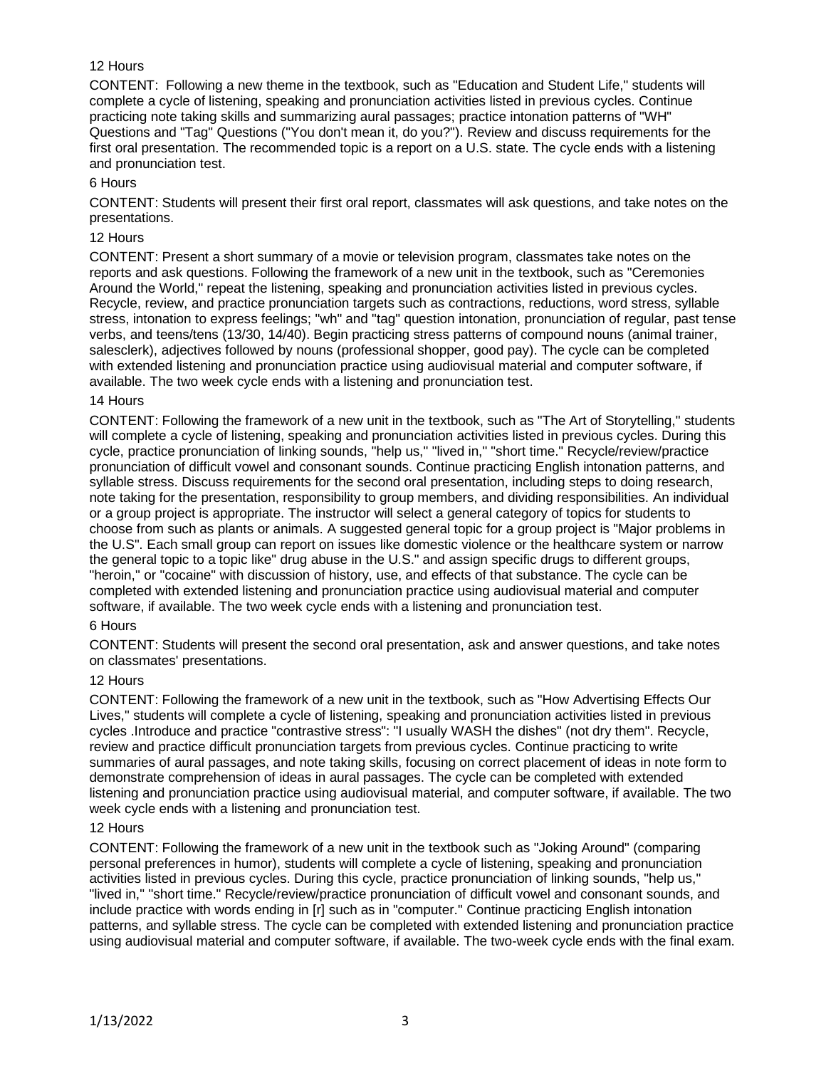12 Hours

CONTENT: Following a new theme in the textbook, such as "Education and Student Life," students will complete a cycle of listening, speaking and pronunciation activities listed in previous cycles. Continue practicing note taking skills and summarizing aural passages; practice intonation patterns of "WH" Questions and "Tag" Questions ("You don't mean it, do you?"). Review and discuss requirements for the first oral presentation. The recommended topic is a report on a U.S. state. The cycle ends with a listening and pronunciation test.

6 Hours

CONTENT: Students will present their first oral report, classmates will ask questions, and take notes on the presentations.

12 Hours

CONTENT: Present a short summary of a movie or television program, classmates take notes on the reports and ask questions. Following the framework of a new unit in the textbook, such as "Ceremonies Around the World," repeat the listening, speaking and pronunciation activities listed in previous cycles. Recycle, review, and practice pronunciation targets such as contractions, reductions, word stress, syllable stress, intonation to express feelings; "wh" and "tag" question intonation, pronunciation of regular, past tense verbs, and teens/tens (13/30, 14/40). Begin practicing stress patterns of compound nouns (animal trainer, salesclerk), adjectives followed by nouns (professional shopper, good pay). The cycle can be completed with extended listening and pronunciation practice using audiovisual material and computer software, if available. The two week cycle ends with a listening and pronunciation test.

14 Hours

CONTENT: Following the framework of a new unit in the textbook, such as "The Art of Storytelling," students will complete a cycle of listening, speaking and pronunciation activities listed in previous cycles. During this cycle, practice pronunciation of linking sounds, "help us," "lived in," "short time." Recycle/review/practice pronunciation of difficult vowel and consonant sounds. Continue practicing English intonation patterns, and syllable stress. Discuss requirements for the second oral presentation, including steps to doing research, note taking for the presentation, responsibility to group members, and dividing responsibilities. An individual or a group project is appropriate. The instructor will select a general category of topics for students to choose from such as plants or animals. A suggested general topic for a group project is "Major problems in the U.S". Each small group can report on issues like domestic violence or the healthcare system or narrow the general topic to a topic like" drug abuse in the U.S." and assign specific drugs to different groups, "heroin," or "cocaine" with discussion of history, use, and effects of that substance. The cycle can be completed with extended listening and pronunciation practice using audiovisual material and computer software, if available. The two week cycle ends with a listening and pronunciation test.

6 Hours

CONTENT: Students will present the second oral presentation, ask and answer questions, and take notes on classmates' presentations.

12 Hours

CONTENT: Following the framework of a new unit in the textbook, such as "How Advertising Effects Our Lives," students will complete a cycle of listening, speaking and pronunciation activities listed in previous cycles .Introduce and practice "contrastive stress": "I usually WASH the dishes" (not dry them". Recycle, review and practice difficult pronunciation targets from previous cycles. Continue practicing to write summaries of aural passages, and note taking skills, focusing on correct placement of ideas in note form to demonstrate comprehension of ideas in aural passages. The cycle can be completed with extended listening and pronunciation practice using audiovisual material, and computer software, if available. The two week cycle ends with a listening and pronunciation test.

12 Hours

CONTENT: Following the framework of a new unit in the textbook such as "Joking Around" (comparing personal preferences in humor), students will complete a cycle of listening, speaking and pronunciation activities listed in previous cycles. During this cycle, practice pronunciation of linking sounds, "help us," "lived in," "short time." Recycle/review/practice pronunciation of difficult vowel and consonant sounds, and include practice with words ending in [r] such as in "computer." Continue practicing English intonation patterns, and syllable stress. The cycle can be completed with extended listening and pronunciation practice using audiovisual material and computer software, if available. The two-week cycle ends with the final exam.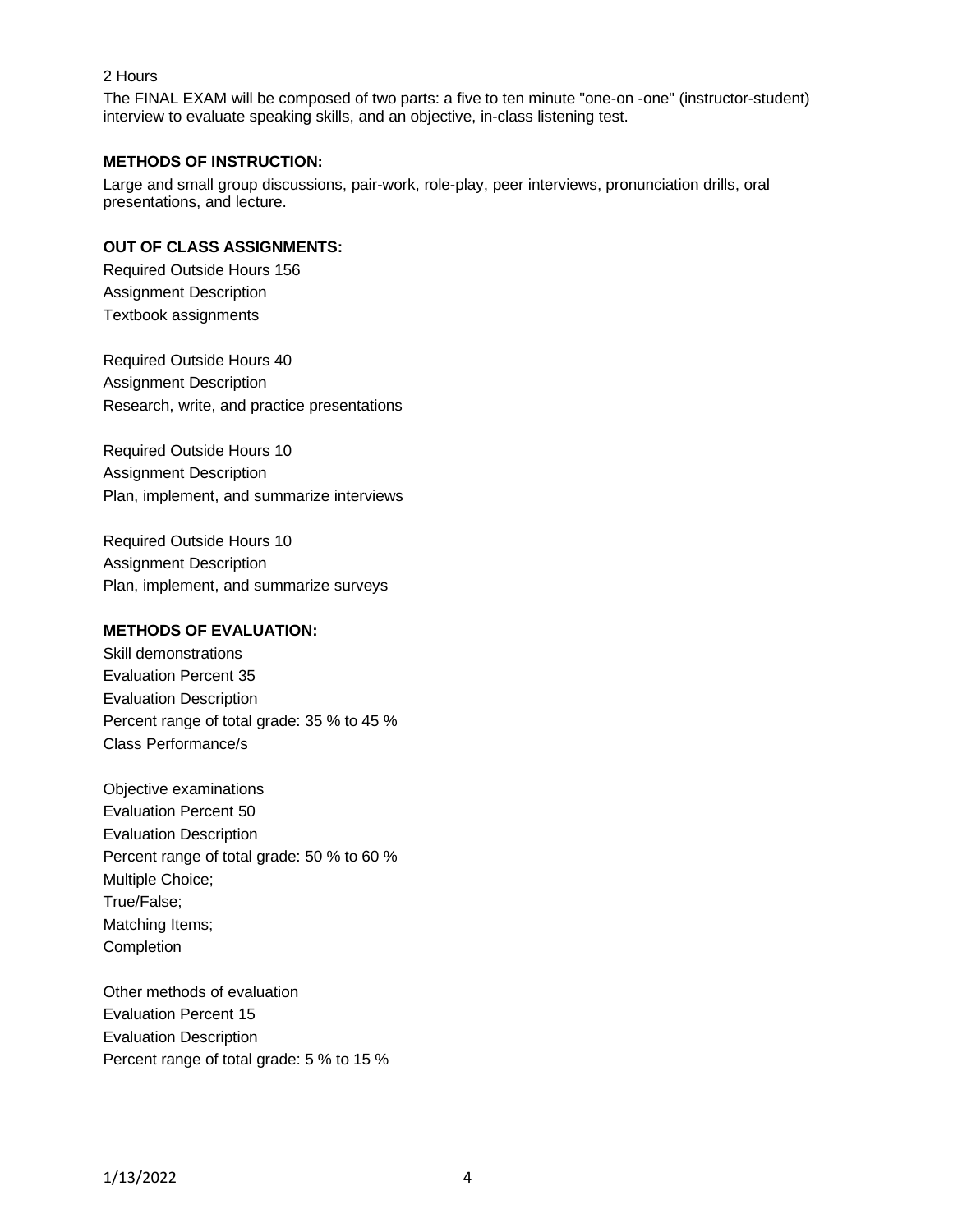2 Hours

The FINAL EXAM will be composed of two parts: a five to ten minute "one-on -one" (instructor-student) interview to evaluate speaking skills, and an objective, in-class listening test.

**METHODS OF INSTRUCTION:**

Large and small group discussions, pair-work, role-play, peer interviews, pronunciation drills, oral presentations, and lecture.

**OUT OF CLASS ASSIGNMENTS:**

Required Outside Hours 156
Assignment Description
Textbook assignments

Required Outside Hours 40
Assignment Description
Research, write, and practice presentations

Required Outside Hours 10
Assignment Description
Plan, implement, and summarize interviews

Required Outside Hours 10
Assignment Description
Plan, implement, and summarize surveys

**METHODS OF EVALUATION:**

Skill demonstrations
Evaluation Percent 35
Evaluation Description
Percent range of total grade: 35 % to 45 %
Class Performance/s

Objective examinations
Evaluation Percent 50
Evaluation Description
Percent range of total grade: 50 % to 60 %
Multiple Choice;
True/False;
Matching Items;
Completion

Other methods of evaluation
Evaluation Percent 15
Evaluation Description
Percent range of total grade: 5 % to 15 %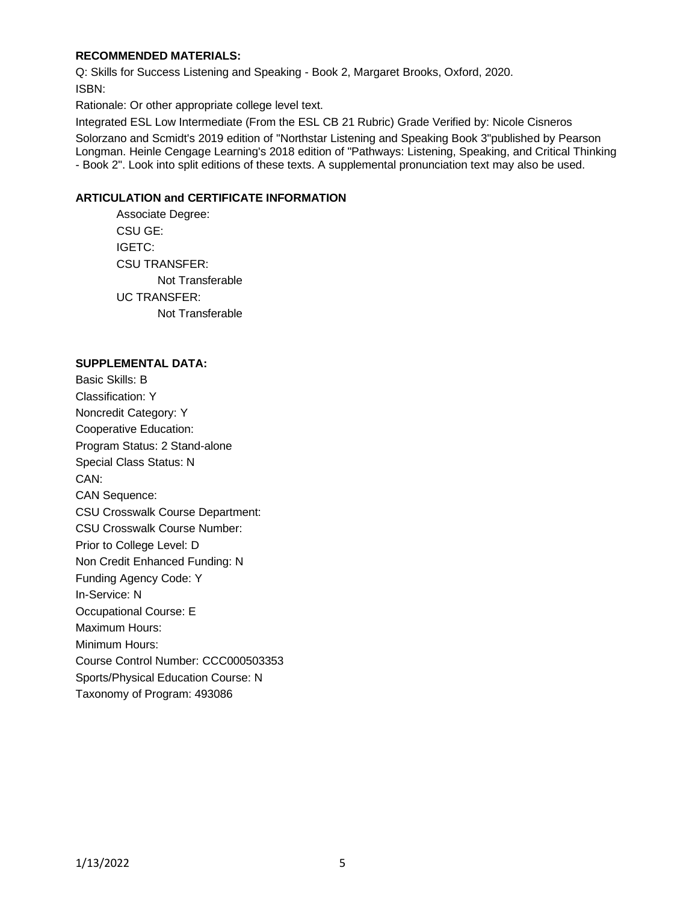**RECOMMENDED MATERIALS:**

Q: Skills for Success Listening and Speaking - Book 2, Margaret Brooks, Oxford, 2020.

ISBN:

Rationale: Or other appropriate college level text.

Integrated ESL Low Intermediate (From the ESL CB 21 Rubric) Grade Verified by: Nicole Cisneros

Solorzano and Scmidt's 2019 edition of "Northstar Listening and Speaking Book 3"published by Pearson Longman. Heinle Cengage Learning's 2018 edition of "Pathways: Listening, Speaking, and Critical Thinking - Book 2". Look into split editions of these texts. A supplemental pronunciation text may also be used.

**ARTICULATION and CERTIFICATE INFORMATION**

Associate Degree:
CSU GE:
IGETC:
CSU TRANSFER:
  Not Transferable
UC TRANSFER:
  Not Transferable

**SUPPLEMENTAL DATA:**

Basic Skills: B
Classification: Y
Noncredit Category: Y
Cooperative Education:
Program Status: 2 Stand-alone
Special Class Status: N
CAN:
CAN Sequence:
CSU Crosswalk Course Department:
CSU Crosswalk Course Number:
Prior to College Level: D
Non Credit Enhanced Funding: N
Funding Agency Code: Y
In-Service: N
Occupational Course: E
Maximum Hours:
Minimum Hours:
Course Control Number: CCC000503353
Sports/Physical Education Course: N
Taxonomy of Program: 493086